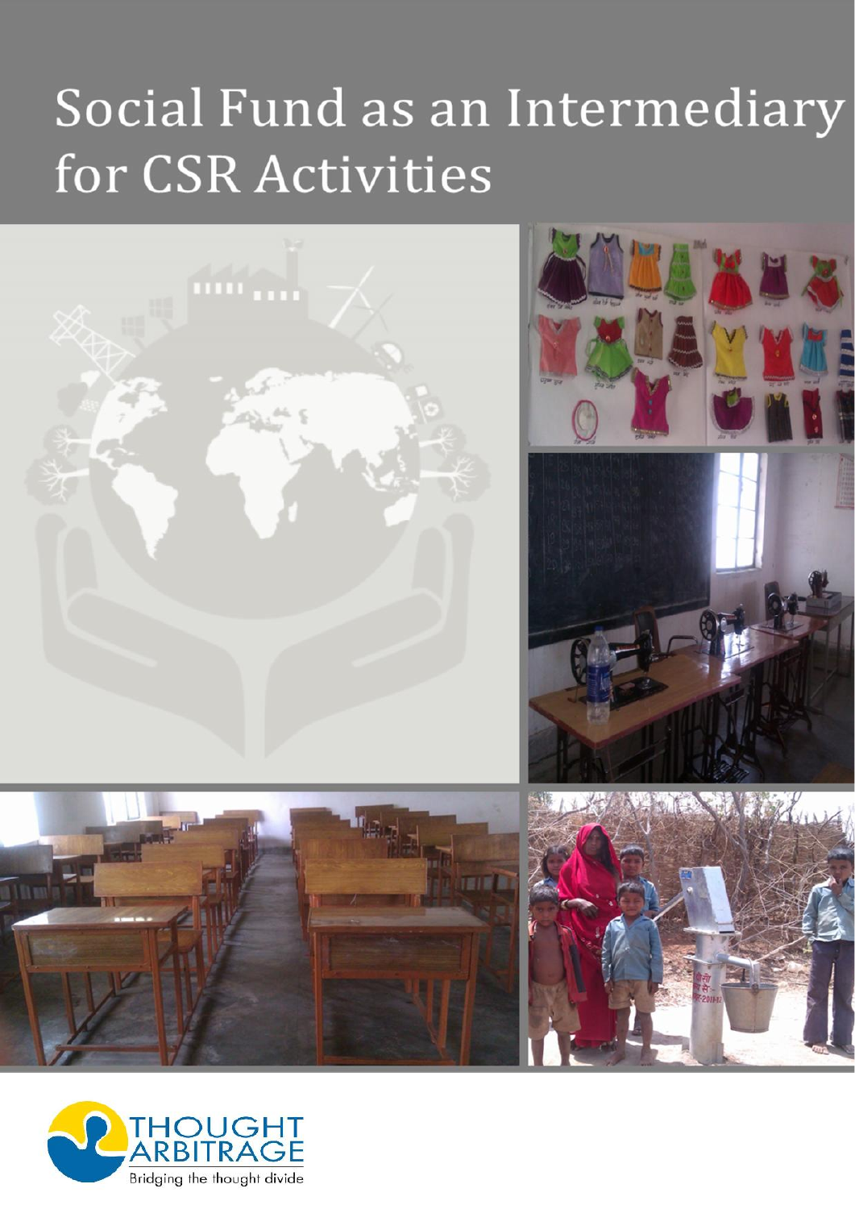# Social Fund as an Intermediary for CSR Activities

THOUGHT ARBITRAGE

Bridging the thought divide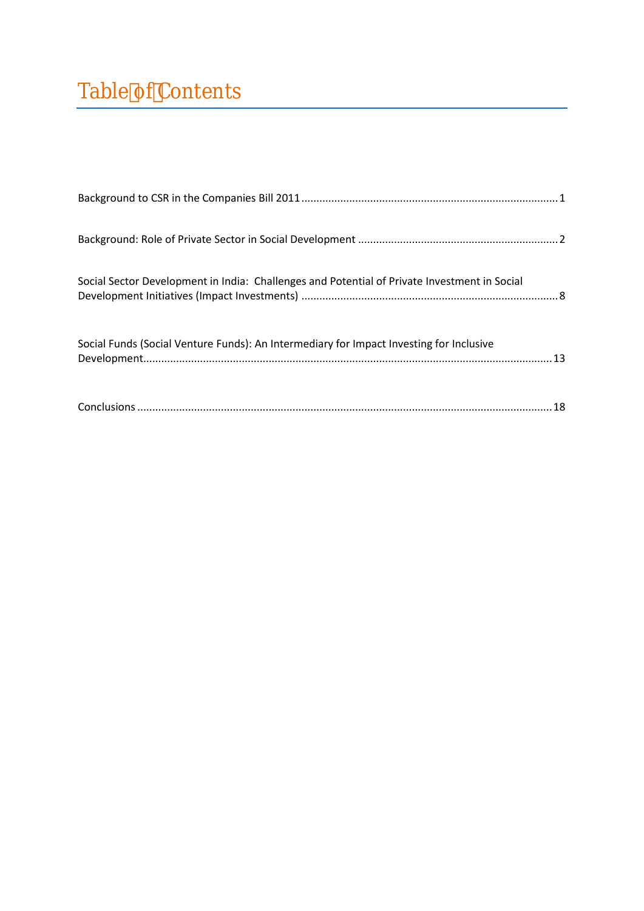# Table of Contents

Background to CSR in the Companies Bill 2011 .......................................................................................... 1

Background: Role of Private Sector in Social Development .......................................................................... 2

Social Sector Development in India: Challenges and Potential of Private Investment in Social Development Initiatives (Impact Investments) .......................................................................................... 8

Social Funds (Social Venture Funds): An Intermediary for Impact Investing for Inclusive Development........................................................................................................................................ 13

Conclusions ........................................................................................................................................ 18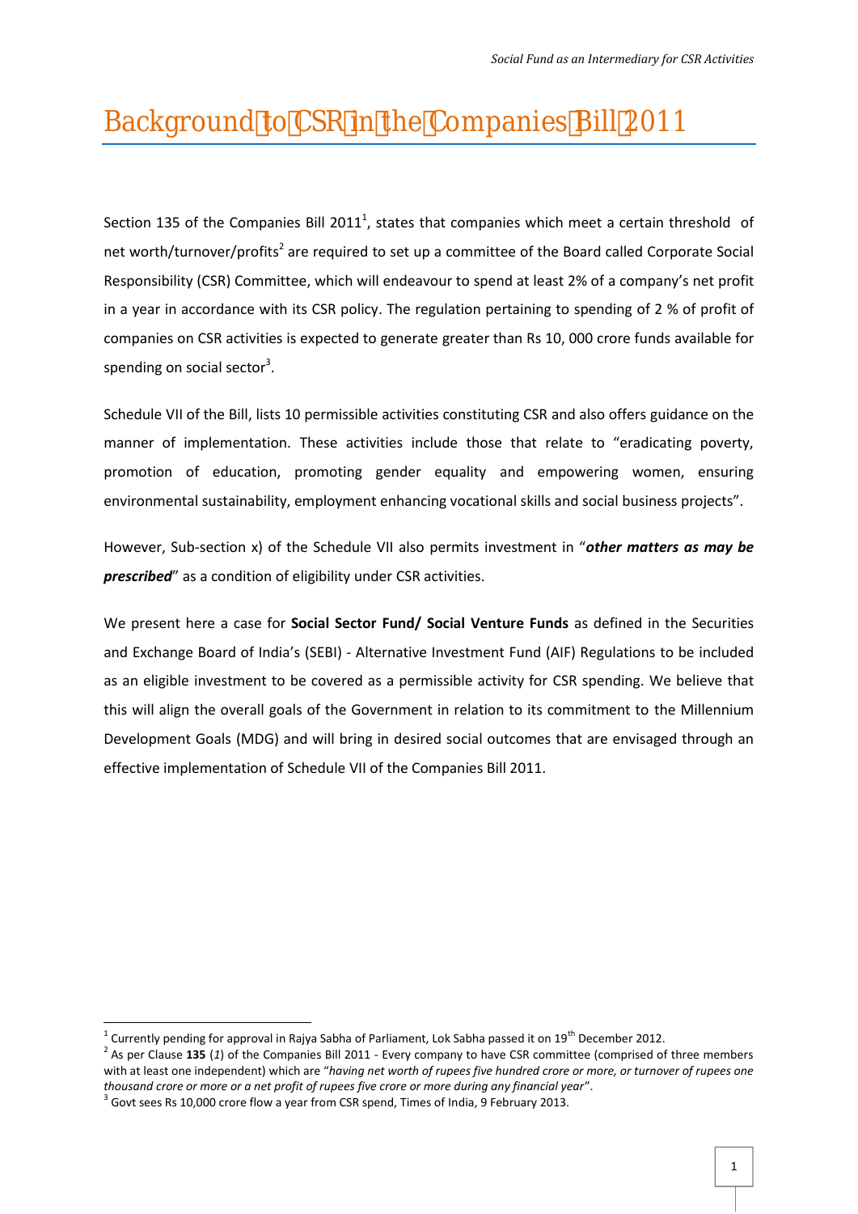# Background to CSR in the Companies Bill 2011

Section 135 of the Companies Bill 2011[1], states that companies which meet a certain threshold of net worth/turnover/profits[2] are required to set up a committee of the Board called Corporate Social Responsibility (CSR) Committee, which will endeavour to spend at least 2% of a company's net profit in a year in accordance with its CSR policy. The regulation pertaining to spending of 2 % of profit of companies on CSR activities is expected to generate greater than Rs 10, 000 crore funds available for spending on social sector[3].

Schedule VII of the Bill, lists 10 permissible activities constituting CSR and also offers guidance on the manner of implementation. These activities include those that relate to "eradicating poverty, promotion of education, promoting gender equality and empowering women, ensuring environmental sustainability, employment enhancing vocational skills and social business projects".

However, Sub-section x) of the Schedule VII also permits investment in "***other matters as may be prescribed***" as a condition of eligibility under CSR activities.

We present here a case for **Social Sector Fund/ Social Venture Funds** as defined in the Securities and Exchange Board of India's (SEBI) - Alternative Investment Fund (AIF) Regulations to be included as an eligible investment to be covered as a permissible activity for CSR spending. We believe that this will align the overall goals of the Government in relation to its commitment to the Millennium Development Goals (MDG) and will bring in desired social outcomes that are envisaged through an effective implementation of Schedule VII of the Companies Bill 2011.

---

[1] Currently pending for approval in Rajya Sabha of Parliament, Lok Sabha passed it on 19th December 2012.

[2] As per Clause **135** (*1*) of the Companies Bill 2011 - Every company to have CSR committee (comprised of three members with at least one independent) which are "*having net worth of rupees five hundred crore or more, or turnover of rupees one thousand crore or more or a net profit of rupees five crore or more during any financial year*".

[3] Govt sees Rs 10,000 crore flow a year from CSR spend, Times of India, 9 February 2013.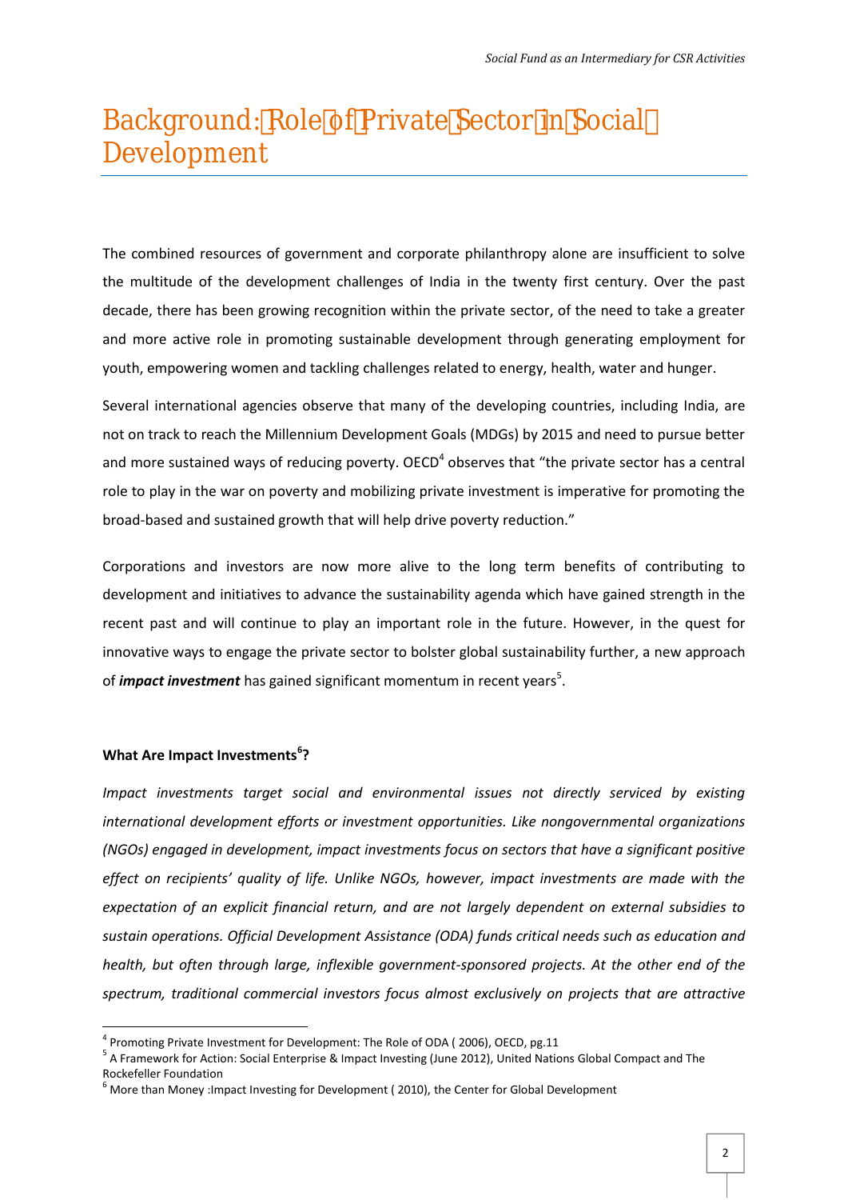# Background: Role of Private Sector in Social Development

The combined resources of government and corporate philanthropy alone are insufficient to solve the multitude of the development challenges of India in the twenty first century. Over the past decade, there has been growing recognition within the private sector, of the need to take a greater and more active role in promoting sustainable development through generating employment for youth, empowering women and tackling challenges related to energy, health, water and hunger.

Several international agencies observe that many of the developing countries, including India, are not on track to reach the Millennium Development Goals (MDGs) by 2015 and need to pursue better and more sustained ways of reducing poverty. OECD[4] observes that "the private sector has a central role to play in the war on poverty and mobilizing private investment is imperative for promoting the broad-based and sustained growth that will help drive poverty reduction."

Corporations and investors are now more alive to the long term benefits of contributing to development and initiatives to advance the sustainability agenda which have gained strength in the recent past and will continue to play an important role in the future. However, in the quest for innovative ways to engage the private sector to bolster global sustainability further, a new approach of ***impact investment*** has gained significant momentum in recent years[5].

**What Are Impact Investments[6]?**

*Impact investments target social and environmental issues not directly serviced by existing international development efforts or investment opportunities. Like nongovernmental organizations (NGOs) engaged in development, impact investments focus on sectors that have a significant positive effect on recipients' quality of life. Unlike NGOs, however, impact investments are made with the expectation of an explicit financial return, and are not largely dependent on external subsidies to sustain operations. Official Development Assistance (ODA) funds critical needs such as education and health, but often through large, inflexible government-sponsored projects. At the other end of the spectrum, traditional commercial investors focus almost exclusively on projects that are attractive*

[4] Promoting Private Investment for Development: The Role of ODA ( 2006), OECD, pg.11

[5] A Framework for Action: Social Enterprise & Impact Investing (June 2012), United Nations Global Compact and The Rockefeller Foundation

[6] More than Money :Impact Investing for Development ( 2010), the Center for Global Development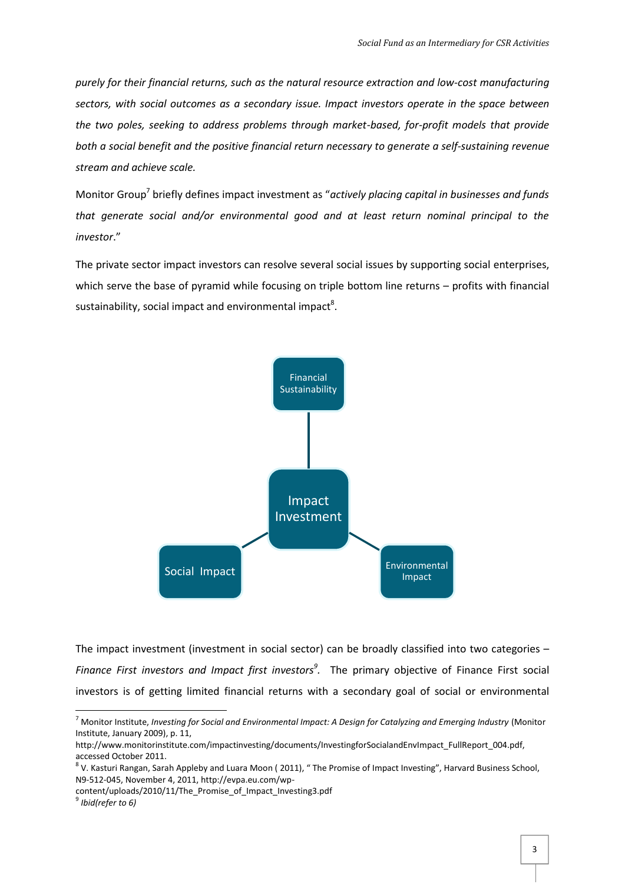*purely for their financial returns, such as the natural resource extraction and low-cost manufacturing sectors, with social outcomes as a secondary issue. Impact investors operate in the space between the two poles, seeking to address problems through market-based, for-profit models that provide both a social benefit and the positive financial return necessary to generate a self-sustaining revenue stream and achieve scale.*

Monitor Group[7] briefly defines impact investment as "*actively placing capital in businesses and funds that generate social and/or environmental good and at least return nominal principal to the investor*."

The private sector impact investors can resolve several social issues by supporting social enterprises, which serve the base of pyramid while focusing on triple bottom line returns – profits with financial sustainability, social impact and environmental impact[8].

Financial Sustainability

Impact Investment

Social Impact

Environmental Impact

The impact investment (investment in social sector) can be broadly classified into two categories – *Finance First investors and Impact first investors*[9]. The primary objective of Finance First social investors is of getting limited financial returns with a secondary goal of social or environmental

---

[7] Monitor Institute, *Investing for Social and Environmental Impact: A Design for Catalyzing and Emerging Industry* (Monitor Institute, January 2009), p. 11, http://www.monitorinstitute.com/impactinvesting/documents/InvestingforSocialandEnvImpact_FullReport_004.pdf, accessed October 2011.

[8] V. Kasturi Rangan, Sarah Appleby and Luara Moon ( 2011), " The Promise of Impact Investing", Harvard Business School, N9-512-045, November 4, 2011, http://evpa.eu.com/wp-content/uploads/2010/11/The_Promise_of_Impact_Investing3.pdf

[9] *Ibid(refer to 6)*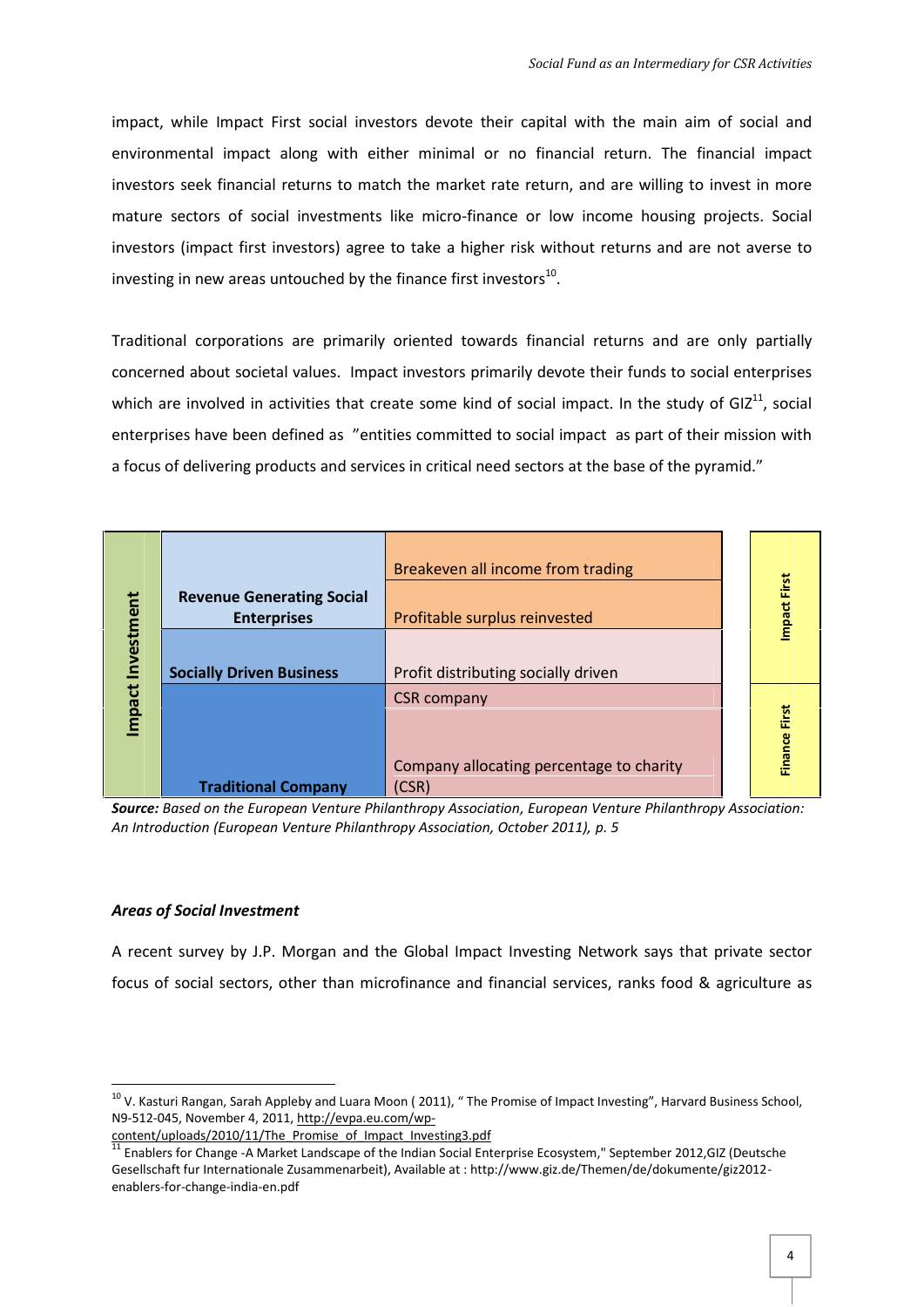impact, while Impact First social investors devote their capital with the main aim of social and environmental impact along with either minimal or no financial return. The financial impact investors seek financial returns to match the market rate return, and are willing to invest in more mature sectors of social investments like micro-finance or low income housing projects. Social investors (impact first investors) agree to take a higher risk without returns and are not averse to investing in new areas untouched by the finance first investors[10].

Traditional corporations are primarily oriented towards financial returns and are only partially concerned about societal values. Impact investors primarily devote their funds to social enterprises which are involved in activities that create some kind of social impact. In the study of GIZ[11], social enterprises have been defined as "entities committed to social impact as part of their mission with a focus of delivering products and services in critical need sectors at the base of the pyramid."

| | | | |
|---|---|---|---|
| Impact Investment | **Revenue Generating Social Enterprises** | Breakeven all income from trading | Impact First |
| | | Profitable surplus reinvested | |
| | **Socially Driven Business** | Profit distributing socially driven | |
| | **Traditional Company** | CSR company | Finance First |
| | | Company allocating percentage to charity (CSR) | |

***Source:*** *Based on the European Venture Philanthropy Association, European Venture Philanthropy Association: An Introduction (European Venture Philanthropy Association, October 2011), p. 5*

***Areas of Social Investment***

A recent survey by J.P. Morgan and the Global Impact Investing Network says that private sector focus of social sectors, other than microfinance and financial services, ranks food & agriculture as

---

[10] V. Kasturi Rangan, Sarah Appleby and Luara Moon ( 2011), " The Promise of Impact Investing", Harvard Business School, N9-512-045, November 4, 2011, http://evpa.eu.com/wp-content/uploads/2010/11/The_Promise_of_Impact_Investing3.pdf

[11] Enablers for Change -A Market Landscape of the Indian Social Enterprise Ecosystem," September 2012,GIZ (Deutsche Gesellschaft fur Internationale Zusammenarbeit), Available at : http://www.giz.de/Themen/de/dokumente/giz2012-enablers-for-change-india-en.pdf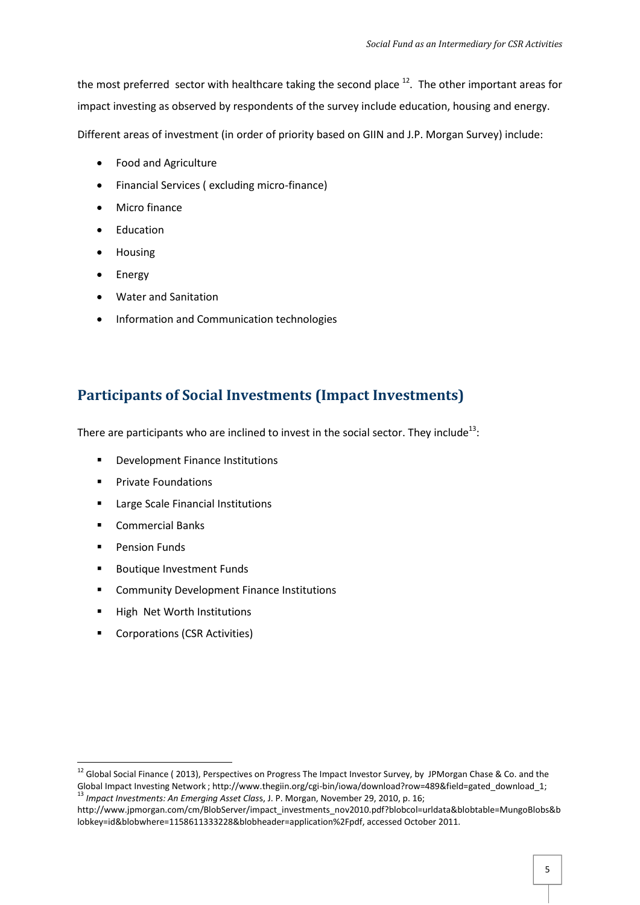the most preferred  sector with healthcare taking the second place [12].  The other important areas for impact investing as observed by respondents of the survey include education, housing and energy.

Different areas of investment (in order of priority based on GIIN and J.P. Morgan Survey) include:

- Food and Agriculture
- Financial Services ( excluding micro-finance)
- Micro finance
- Education
- Housing
- Energy
- Water and Sanitation
- Information and Communication technologies

## Participants of Social Investments (Impact Investments)

There are participants who are inclined to invest in the social sector. They include[13]:

- Development Finance Institutions
- Private Foundations
- Large Scale Financial Institutions
- Commercial Banks
- Pension Funds
- Boutique Investment Funds
- Community Development Finance Institutions
- High  Net Worth Institutions
- Corporations (CSR Activities)

---

[12] Global Social Finance ( 2013), Perspectives on Progress The Impact Investor Survey, by  JPMorgan Chase & Co. and the Global Impact Investing Network ; http://www.thegiin.org/cgi-bin/iowa/download?row=489&field=gated_download_1;

[13] *Impact Investments: An Emerging Asset Class*, J. P. Morgan, November 29, 2010, p. 16; http://www.jpmorgan.com/cm/BlobServer/impact_investments_nov2010.pdf?blobcol=urldata&blobtable=MungoBlobs&blobkey=id&blobwhere=1158611333228&blobheader=application%2Fpdf, accessed October 2011.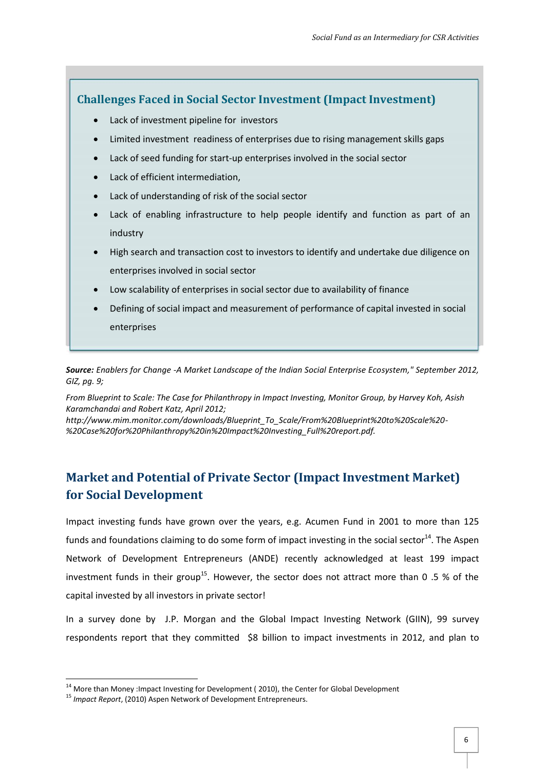### Challenges Faced in Social Sector Investment (Impact Investment)

- Lack of investment pipeline for investors
- Limited investment readiness of enterprises due to rising management skills gaps
- Lack of seed funding for start-up enterprises involved in the social sector
- Lack of efficient intermediation,
- Lack of understanding of risk of the social sector
- Lack of enabling infrastructure to help people identify and function as part of an industry
- High search and transaction cost to investors to identify and undertake due diligence on enterprises involved in social sector
- Low scalability of enterprises in social sector due to availability of finance
- Defining of social impact and measurement of performance of capital invested in social enterprises

***Source:*** *Enablers for Change -A Market Landscape of the Indian Social Enterprise Ecosystem," September 2012, GIZ, pg. 9;*

*From Blueprint to Scale: The Case for Philanthropy in Impact Investing, Monitor Group, by Harvey Koh, Asish Karamchandai and Robert Katz, April 2012;*

*http://www.mim.monitor.com/downloads/Blueprint_To_Scale/From%20Blueprint%20to%20Scale%20-%20Case%20for%20Philanthropy%20in%20Impact%20Investing_Full%20report.pdf.*

## Market and Potential of Private Sector (Impact Investment Market) for Social Development

Impact investing funds have grown over the years, e.g. Acumen Fund in 2001 to more than 125 funds and foundations claiming to do some form of impact investing in the social sector[14]. The Aspen Network of Development Entrepreneurs (ANDE) recently acknowledged at least 199 impact investment funds in their group[15]. However, the sector does not attract more than 0 .5 % of the capital invested by all investors in private sector!

In a survey done by J.P. Morgan and the Global Impact Investing Network (GIIN), 99 survey respondents report that they committed $8 billion to impact investments in 2012, and plan to

[14] More than Money :Impact Investing for Development ( 2010), the Center for Global Development

[15] *Impact Report*, (2010) Aspen Network of Development Entrepreneurs.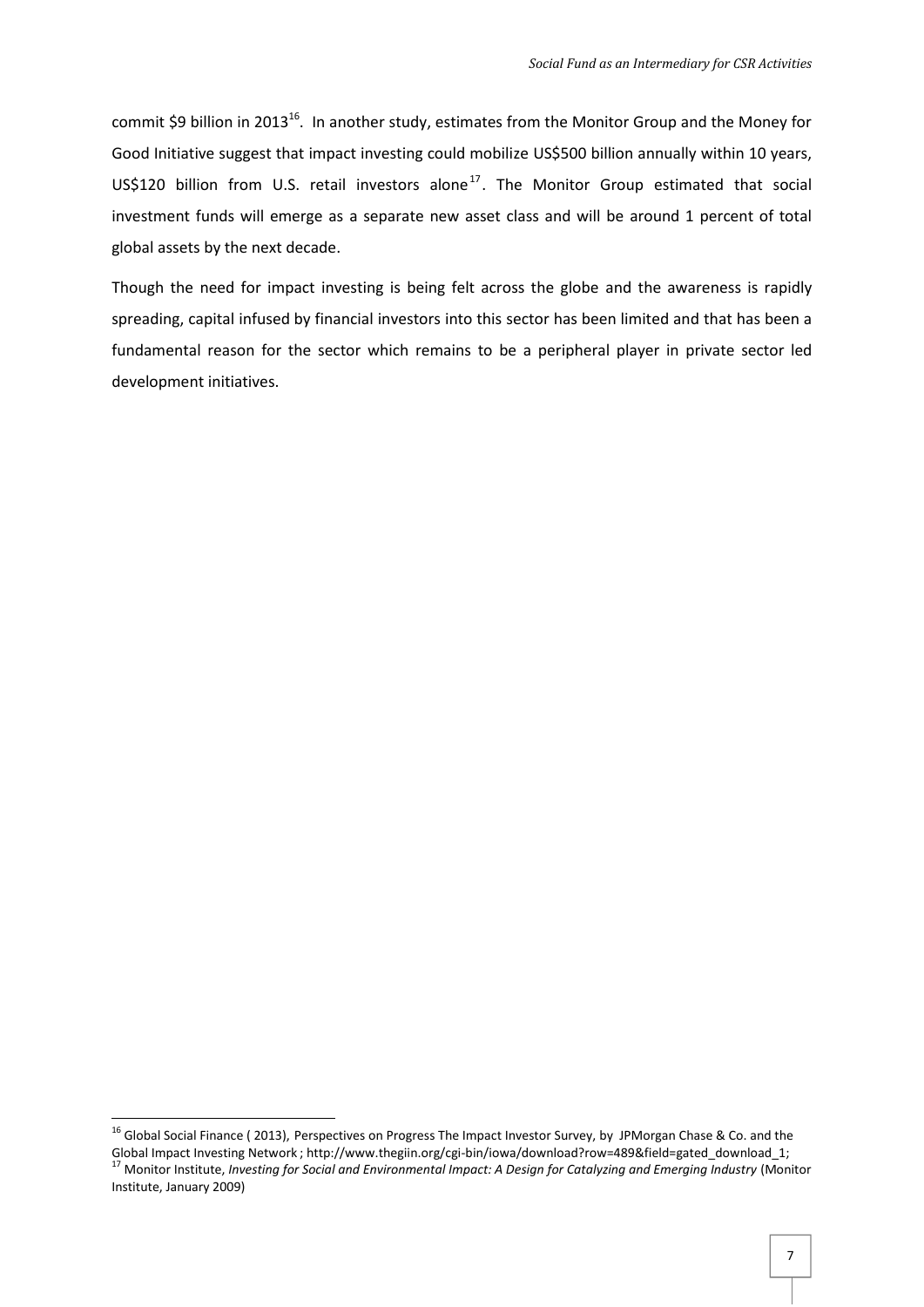commit $9 billion in 2013[16]. In another study, estimates from the Monitor Group and the Money for Good Initiative suggest that impact investing could mobilize US$500 billion annually within 10 years, US$120 billion from U.S. retail investors alone[17]. The Monitor Group estimated that social investment funds will emerge as a separate new asset class and will be around 1 percent of total global assets by the next decade.

Though the need for impact investing is being felt across the globe and the awareness is rapidly spreading, capital infused by financial investors into this sector has been limited and that has been a fundamental reason for the sector which remains to be a peripheral player in private sector led development initiatives.

---

[16] Global Social Finance ( 2013), Perspectives on Progress The Impact Investor Survey, by JPMorgan Chase & Co. and the Global Impact Investing Network ; http://www.thegiin.org/cgi-bin/iowa/download?row=489&field=gated_download_1;

[17] Monitor Institute, *Investing for Social and Environmental Impact: A Design for Catalyzing and Emerging Industry* (Monitor Institute, January 2009)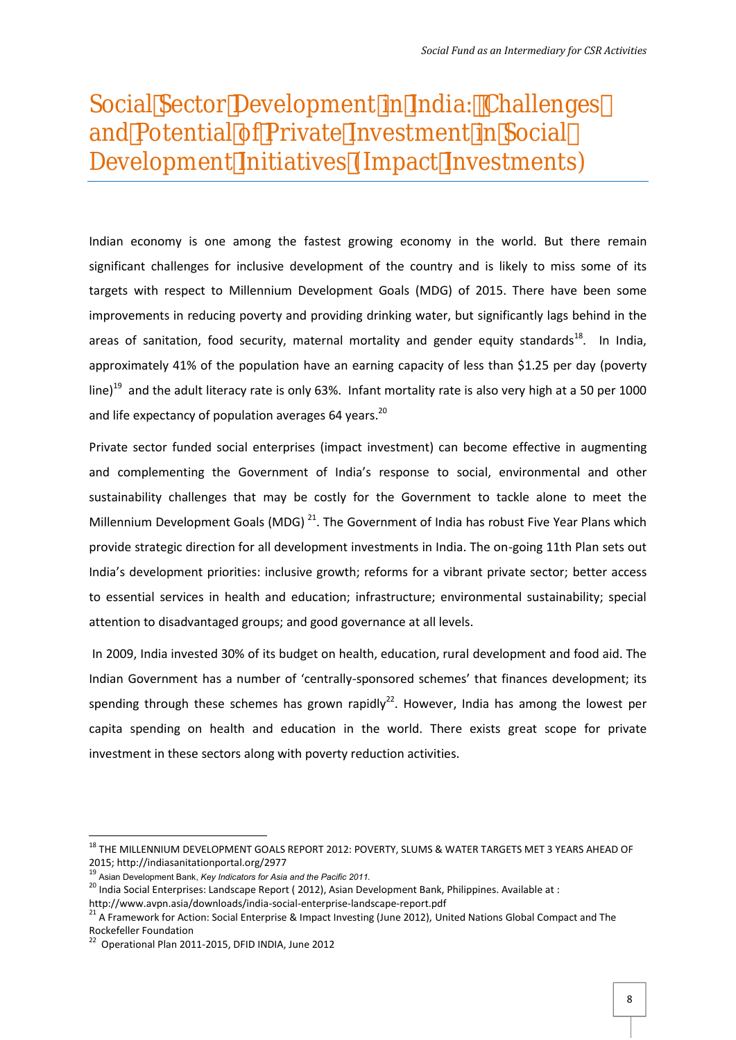# Social Sector Development in India: Challenges and Potential of Private Investment in Social Development Initiatives (Impact Investments)

Indian economy is one among the fastest growing economy in the world. But there remain significant challenges for inclusive development of the country and is likely to miss some of its targets with respect to Millennium Development Goals (MDG) of 2015. There have been some improvements in reducing poverty and providing drinking water, but significantly lags behind in the areas of sanitation, food security, maternal mortality and gender equity standards[18]. In India, approximately 41% of the population have an earning capacity of less than $1.25 per day (poverty line)[19] and the adult literacy rate is only 63%. Infant mortality rate is also very high at a 50 per 1000 and life expectancy of population averages 64 years.[20]

Private sector funded social enterprises (impact investment) can become effective in augmenting and complementing the Government of India's response to social, environmental and other sustainability challenges that may be costly for the Government to tackle alone to meet the Millennium Development Goals (MDG) [21]. The Government of India has robust Five Year Plans which provide strategic direction for all development investments in India. The on-going 11th Plan sets out India's development priorities: inclusive growth; reforms for a vibrant private sector; better access to essential services in health and education; infrastructure; environmental sustainability; special attention to disadvantaged groups; and good governance at all levels.

In 2009, India invested 30% of its budget on health, education, rural development and food aid. The Indian Government has a number of 'centrally-sponsored schemes' that finances development; its spending through these schemes has grown rapidly[22]. However, India has among the lowest per capita spending on health and education in the world. There exists great scope for private investment in these sectors along with poverty reduction activities.

---

[18] THE MILLENNIUM DEVELOPMENT GOALS REPORT 2012: POVERTY, SLUMS & WATER TARGETS MET 3 YEARS AHEAD OF 2015; http://indiasanitationportal.org/2977

[19] Asian Development Bank, *Key Indicators for Asia and the Pacific 2011.*

[20] India Social Enterprises: Landscape Report ( 2012), Asian Development Bank, Philippines. Available at : http://www.avpn.asia/downloads/india-social-enterprise-landscape-report.pdf

[21] A Framework for Action: Social Enterprise & Impact Investing (June 2012), United Nations Global Compact and The Rockefeller Foundation

[22] Operational Plan 2011-2015, DFID INDIA, June 2012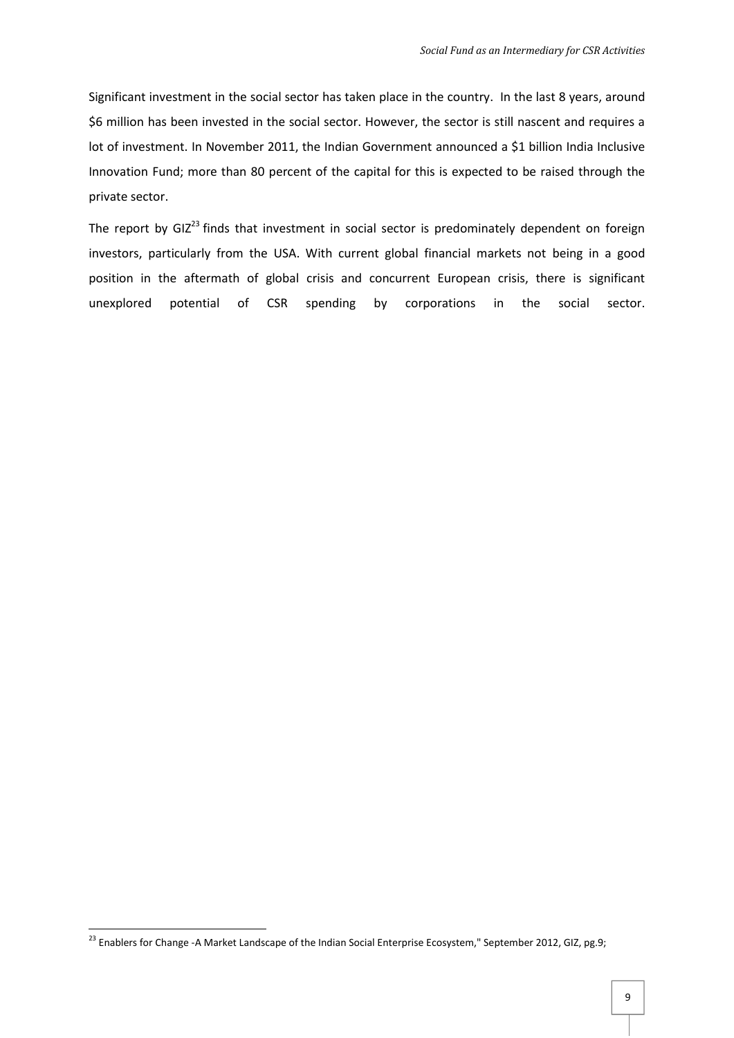Significant investment in the social sector has taken place in the country. In the last 8 years, around $6 million has been invested in the social sector. However, the sector is still nascent and requires a lot of investment. In November 2011, the Indian Government announced a $1 billion India Inclusive Innovation Fund; more than 80 percent of the capital for this is expected to be raised through the private sector.

The report by GIZ[23] finds that investment in social sector is predominately dependent on foreign investors, particularly from the USA. With current global financial markets not being in a good position in the aftermath of global crisis and concurrent European crisis, there is significant unexplored potential of CSR spending by corporations in the social sector.

[23] Enablers for Change -A Market Landscape of the Indian Social Enterprise Ecosystem," September 2012, GIZ, pg.9;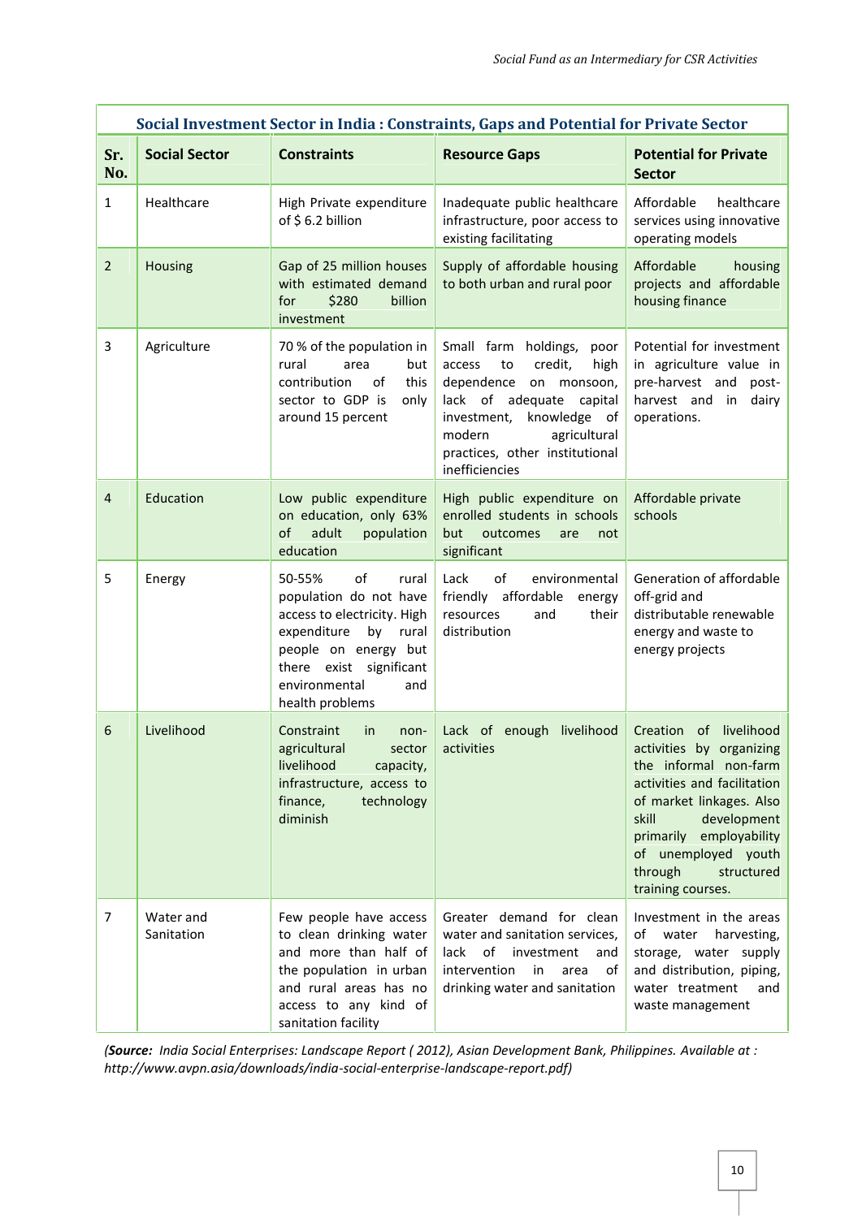**Social Investment Sector in India : Constraints, Gaps and Potential for Private Sector**

| Sr. No. | Social Sector | Constraints | Resource Gaps | Potential for Private Sector |
|---|---|---|---|---|
| 1 | Healthcare | High Private expenditure of $ 6.2 billion | Inadequate public healthcare infrastructure, poor access to existing facilitating | Affordable healthcare services using innovative operating models |
| 2 | Housing | Gap of 25 million houses with estimated demand for $280 billion investment | Supply of affordable housing to both urban and rural poor | Affordable housing projects and affordable housing finance |
| 3 | Agriculture | 70 % of the population in rural area but contribution of this sector to GDP is only around 15 percent | Small farm holdings, poor access to credit, high dependence on monsoon, lack of adequate capital investment, knowledge of modern agricultural practices, other institutional inefficiencies | Potential for investment in agriculture value in pre-harvest and post-harvest and in dairy operations. |
| 4 | Education | Low public expenditure on education, only 63% of adult population education | High public expenditure on enrolled students in schools but outcomes are not significant | Affordable private schools |
| 5 | Energy | 50-55% of rural population do not have access to electricity. High expenditure by rural people on energy but there exist significant environmental and health problems | Lack of environmental friendly affordable energy resources and their distribution | Generation of affordable off-grid and distributable renewable energy and waste to energy projects |
| 6 | Livelihood | Constraint in non-agricultural sector livelihood capacity, infrastructure, access to finance, technology diminish | Lack of enough livelihood activities | Creation of livelihood activities by organizing the informal non-farm activities and facilitation of market linkages. Also skill development primarily employability of unemployed youth through structured training courses. |
| 7 | Water and Sanitation | Few people have access to clean drinking water and more than half of the population in urban and rural areas has no access to any kind of sanitation facility | Greater demand for clean water and sanitation services, lack of investment and intervention in area of drinking water and sanitation | Investment in the areas of water harvesting, storage, water supply and distribution, piping, water treatment and waste management |

*(**Source:** India Social Enterprises: Landscape Report ( 2012), Asian Development Bank, Philippines. Available at : http://www.avpn.asia/downloads/india-social-enterprise-landscape-report.pdf)*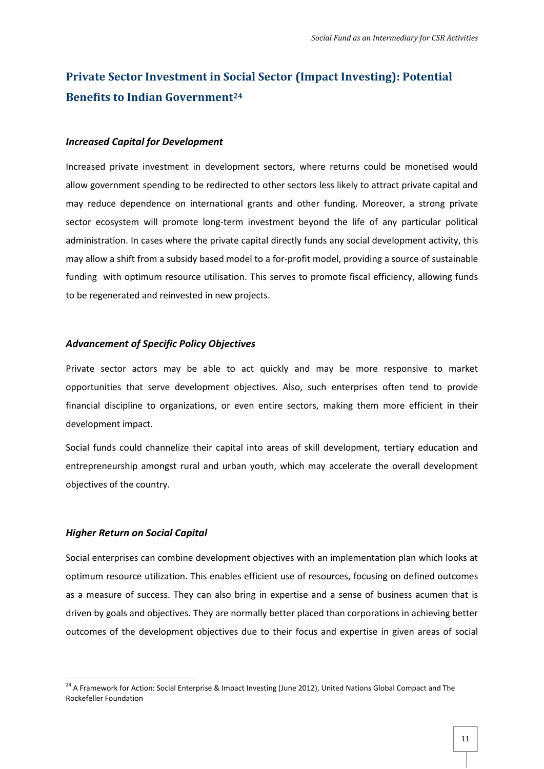## Private Sector Investment in Social Sector (Impact Investing): Potential Benefits to Indian Government[24]

### *Increased Capital for Development*

Increased private investment in development sectors, where returns could be monetised would allow government spending to be redirected to other sectors less likely to attract private capital and may reduce dependence on international grants and other funding. Moreover, a strong private sector ecosystem will promote long-term investment beyond the life of any particular political administration. In cases where the private capital directly funds any social development activity, this may allow a shift from a subsidy based model to a for-profit model, providing a source of sustainable funding with optimum resource utilisation. This serves to promote fiscal efficiency, allowing funds to be regenerated and reinvested in new projects.

### *Advancement of Specific Policy Objectives*

Private sector actors may be able to act quickly and may be more responsive to market opportunities that serve development objectives. Also, such enterprises often tend to provide financial discipline to organizations, or even entire sectors, making them more efficient in their development impact.

Social funds could channelize their capital into areas of skill development, tertiary education and entrepreneurship amongst rural and urban youth, which may accelerate the overall development objectives of the country.

### *Higher Return on Social Capital*

Social enterprises can combine development objectives with an implementation plan which looks at optimum resource utilization. This enables efficient use of resources, focusing on defined outcomes as a measure of success. They can also bring in expertise and a sense of business acumen that is driven by goals and objectives. They are normally better placed than corporations in achieving better outcomes of the development objectives due to their focus and expertise in given areas of social

[24] A Framework for Action: Social Enterprise & Impact Investing (June 2012), United Nations Global Compact and The Rockefeller Foundation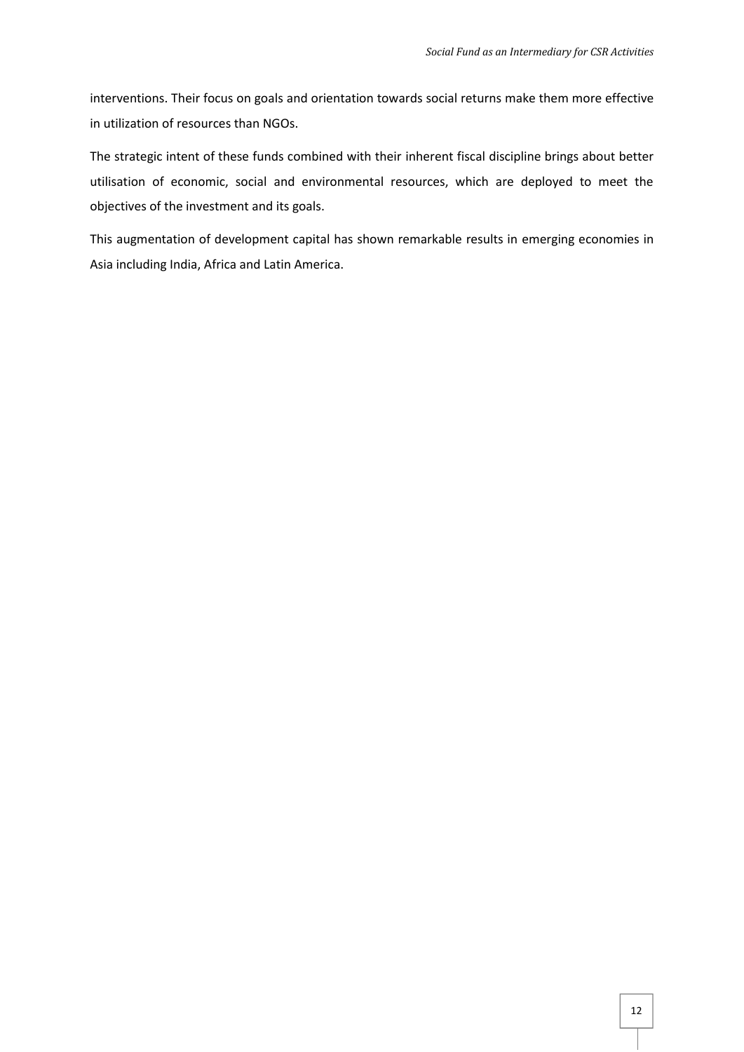interventions. Their focus on goals and orientation towards social returns make them more effective in utilization of resources than NGOs.

The strategic intent of these funds combined with their inherent fiscal discipline brings about better utilisation of economic, social and environmental resources, which are deployed to meet the objectives of the investment and its goals.

This augmentation of development capital has shown remarkable results in emerging economies in Asia including India, Africa and Latin America.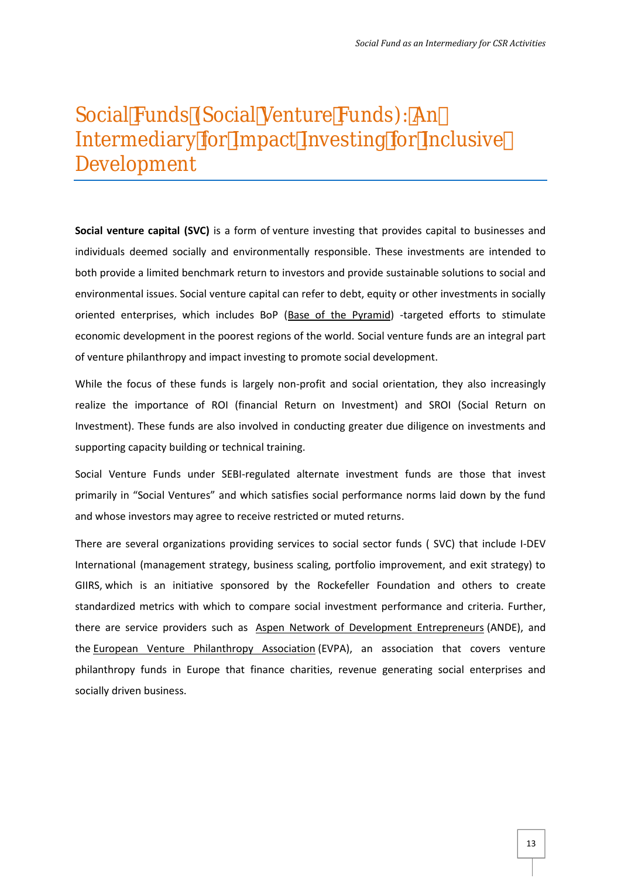# Social Funds (Social Venture Funds): An Intermediary for Impact Investing for Inclusive Development

**Social venture capital (SVC)** is a form of venture investing that provides capital to businesses and individuals deemed socially and environmentally responsible. These investments are intended to both provide a limited benchmark return to investors and provide sustainable solutions to social and environmental issues. Social venture capital can refer to debt, equity or other investments in socially oriented enterprises, which includes BoP (Base of the Pyramid) -targeted efforts to stimulate economic development in the poorest regions of the world. Social venture funds are an integral part of venture philanthropy and impact investing to promote social development.

While the focus of these funds is largely non-profit and social orientation, they also increasingly realize the importance of ROI (financial Return on Investment) and SROI (Social Return on Investment). These funds are also involved in conducting greater due diligence on investments and supporting capacity building or technical training.

Social Venture Funds under SEBI-regulated alternate investment funds are those that invest primarily in "Social Ventures" and which satisfies social performance norms laid down by the fund and whose investors may agree to receive restricted or muted returns.

There are several organizations providing services to social sector funds ( SVC) that include I-DEV International (management strategy, business scaling, portfolio improvement, and exit strategy) to GIIRS, which is an initiative sponsored by the Rockefeller Foundation and others to create standardized metrics with which to compare social investment performance and criteria. Further, there are service providers such as Aspen Network of Development Entrepreneurs (ANDE), and the European Venture Philanthropy Association (EVPA), an association that covers venture philanthropy funds in Europe that finance charities, revenue generating social enterprises and socially driven business.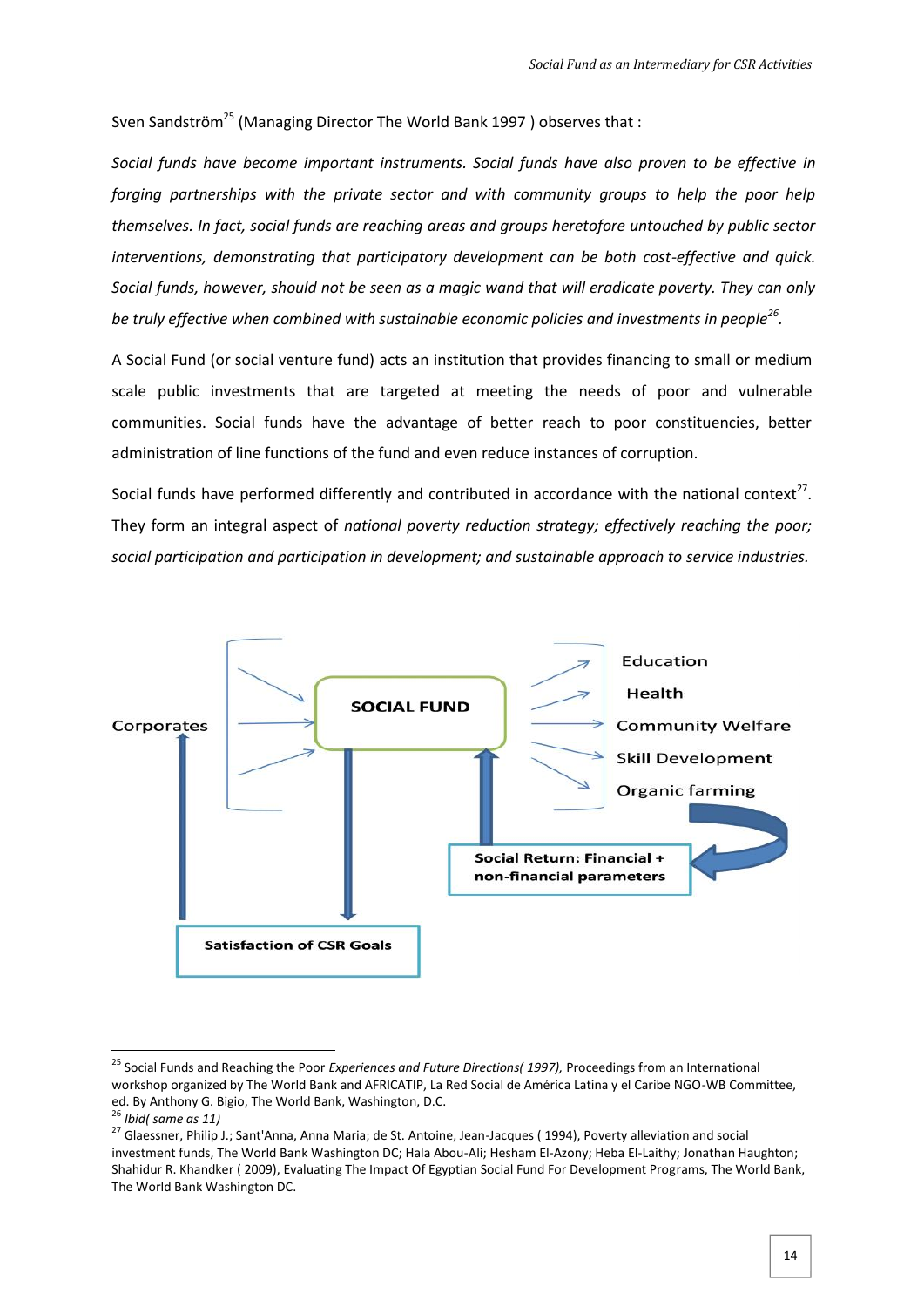Sven Sandström[25] (Managing Director The World Bank 1997 ) observes that :

*Social funds have become important instruments. Social funds have also proven to be effective in forging partnerships with the private sector and with community groups to help the poor help themselves. In fact, social funds are reaching areas and groups heretofore untouched by public sector interventions, demonstrating that participatory development can be both cost-effective and quick. Social funds, however, should not be seen as a magic wand that will eradicate poverty. They can only be truly effective when combined with sustainable economic policies and investments in people[26].*

A Social Fund (or social venture fund) acts an institution that provides financing to small or medium scale public investments that are targeted at meeting the needs of poor and vulnerable communities. Social funds have the advantage of better reach to poor constituencies, better administration of line functions of the fund and even reduce instances of corruption.

Social funds have performed differently and contributed in accordance with the national context[27]. They form an integral aspect of *national poverty reduction strategy; effectively reaching the poor; social participation and participation in development; and sustainable approach to service industries.*

Corporates

SOCIAL FUND

Education

Health

Community Welfare

Skill Development

Organic farming

Social Return: Financial + non-financial parameters

Satisfaction of CSR Goals

---

[25] Social Funds and Reaching the Poor *Experiences and Future Directions( 1997),* Proceedings from an International workshop organized by The World Bank and AFRICATIP, La Red Social de América Latina y el Caribe NGO-WB Committee, ed. By Anthony G. Bigio, The World Bank, Washington, D.C.

[26] *Ibid( same as 11)*

[27] Glaessner, Philip J.; Sant'Anna, Anna Maria; de St. Antoine, Jean-Jacques ( 1994), Poverty alleviation and social investment funds, The World Bank Washington DC; Hala Abou-Ali; Hesham El-Azony; Heba El-Laithy; Jonathan Haughton; Shahidur R. Khandker ( 2009), Evaluating The Impact Of Egyptian Social Fund For Development Programs, The World Bank, The World Bank Washington DC.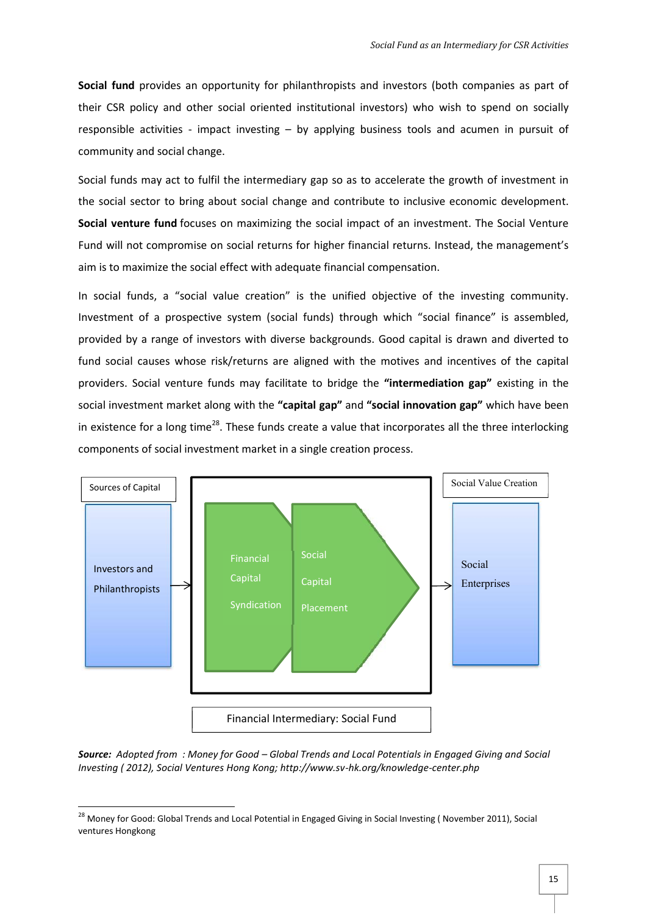**Social fund** provides an opportunity for philanthropists and investors (both companies as part of their CSR policy and other social oriented institutional investors) who wish to spend on socially responsible activities - impact investing – by applying business tools and acumen in pursuit of community and social change.

Social funds may act to fulfil the intermediary gap so as to accelerate the growth of investment in the social sector to bring about social change and contribute to inclusive economic development. **Social venture fund** focuses on maximizing the social impact of an investment. The Social Venture Fund will not compromise on social returns for higher financial returns. Instead, the management's aim is to maximize the social effect with adequate financial compensation.

In social funds, a "social value creation" is the unified objective of the investing community. Investment of a prospective system (social funds) through which "social finance" is assembled, provided by a range of investors with diverse backgrounds. Good capital is drawn and diverted to fund social causes whose risk/returns are aligned with the motives and incentives of the capital providers. Social venture funds may facilitate to bridge the **"intermediation gap"** existing in the social investment market along with the **"capital gap"** and **"social innovation gap"** which have been in existence for a long time[28]. These funds create a value that incorporates all the three interlocking components of social investment market in a single creation process.

Sources of Capital

Investors and Philanthropists →

Financial Capital Syndication | Social Capital Placement

→ Social Enterprises

Social Value Creation

Financial Intermediary: Social Fund

***Source:*** *Adopted from : Money for Good – Global Trends and Local Potentials in Engaged Giving and Social Investing ( 2012), Social Ventures Hong Kong; http://www.sv-hk.org/knowledge-center.php*

---

[28] Money for Good: Global Trends and Local Potential in Engaged Giving in Social Investing ( November 2011), Social ventures Hongkong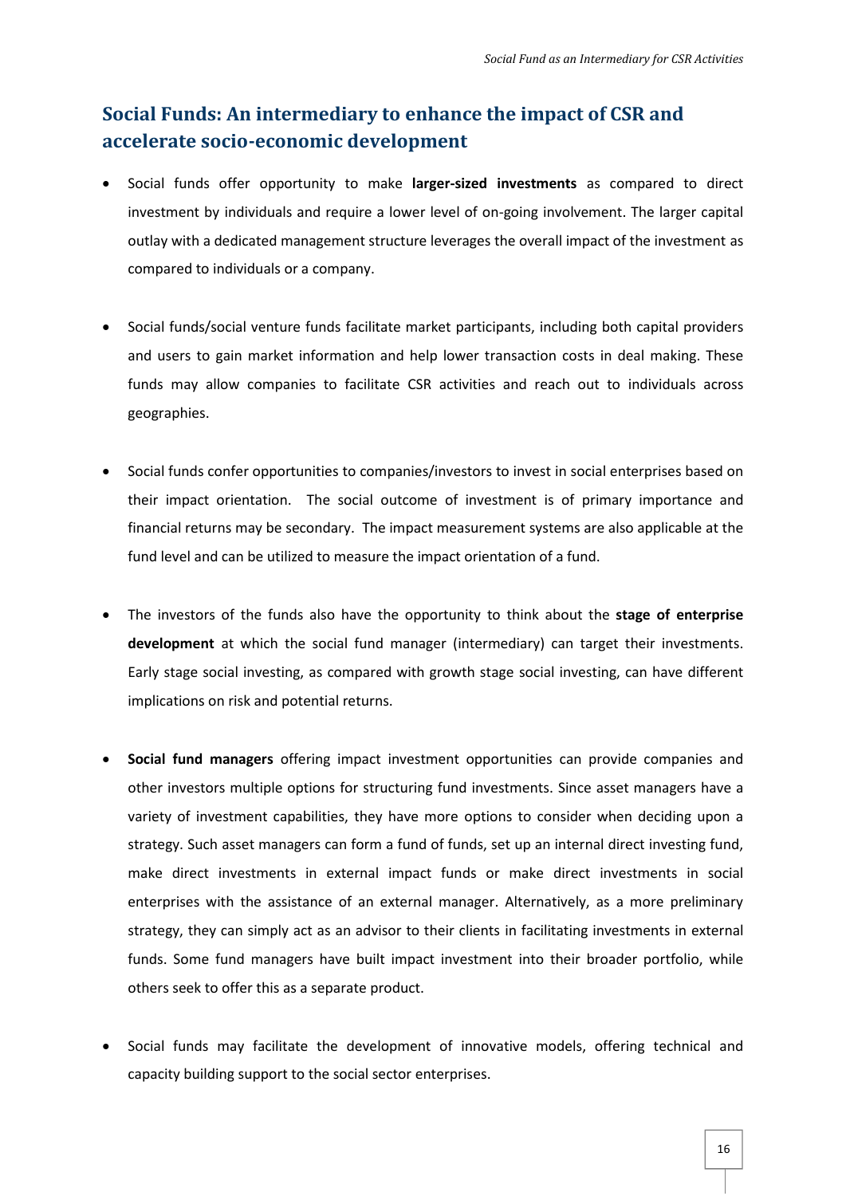## Social Funds: An intermediary to enhance the impact of CSR and accelerate socio-economic development

- Social funds offer opportunity to make **larger-sized investments** as compared to direct investment by individuals and require a lower level of on-going involvement. The larger capital outlay with a dedicated management structure leverages the overall impact of the investment as compared to individuals or a company.

- Social funds/social venture funds facilitate market participants, including both capital providers and users to gain market information and help lower transaction costs in deal making. These funds may allow companies to facilitate CSR activities and reach out to individuals across geographies.

- Social funds confer opportunities to companies/investors to invest in social enterprises based on their impact orientation. The social outcome of investment is of primary importance and financial returns may be secondary. The impact measurement systems are also applicable at the fund level and can be utilized to measure the impact orientation of a fund.

- The investors of the funds also have the opportunity to think about the **stage of enterprise development** at which the social fund manager (intermediary) can target their investments. Early stage social investing, as compared with growth stage social investing, can have different implications on risk and potential returns.

- **Social fund managers** offering impact investment opportunities can provide companies and other investors multiple options for structuring fund investments. Since asset managers have a variety of investment capabilities, they have more options to consider when deciding upon a strategy. Such asset managers can form a fund of funds, set up an internal direct investing fund, make direct investments in external impact funds or make direct investments in social enterprises with the assistance of an external manager. Alternatively, as a more preliminary strategy, they can simply act as an advisor to their clients in facilitating investments in external funds. Some fund managers have built impact investment into their broader portfolio, while others seek to offer this as a separate product.

- Social funds may facilitate the development of innovative models, offering technical and capacity building support to the social sector enterprises.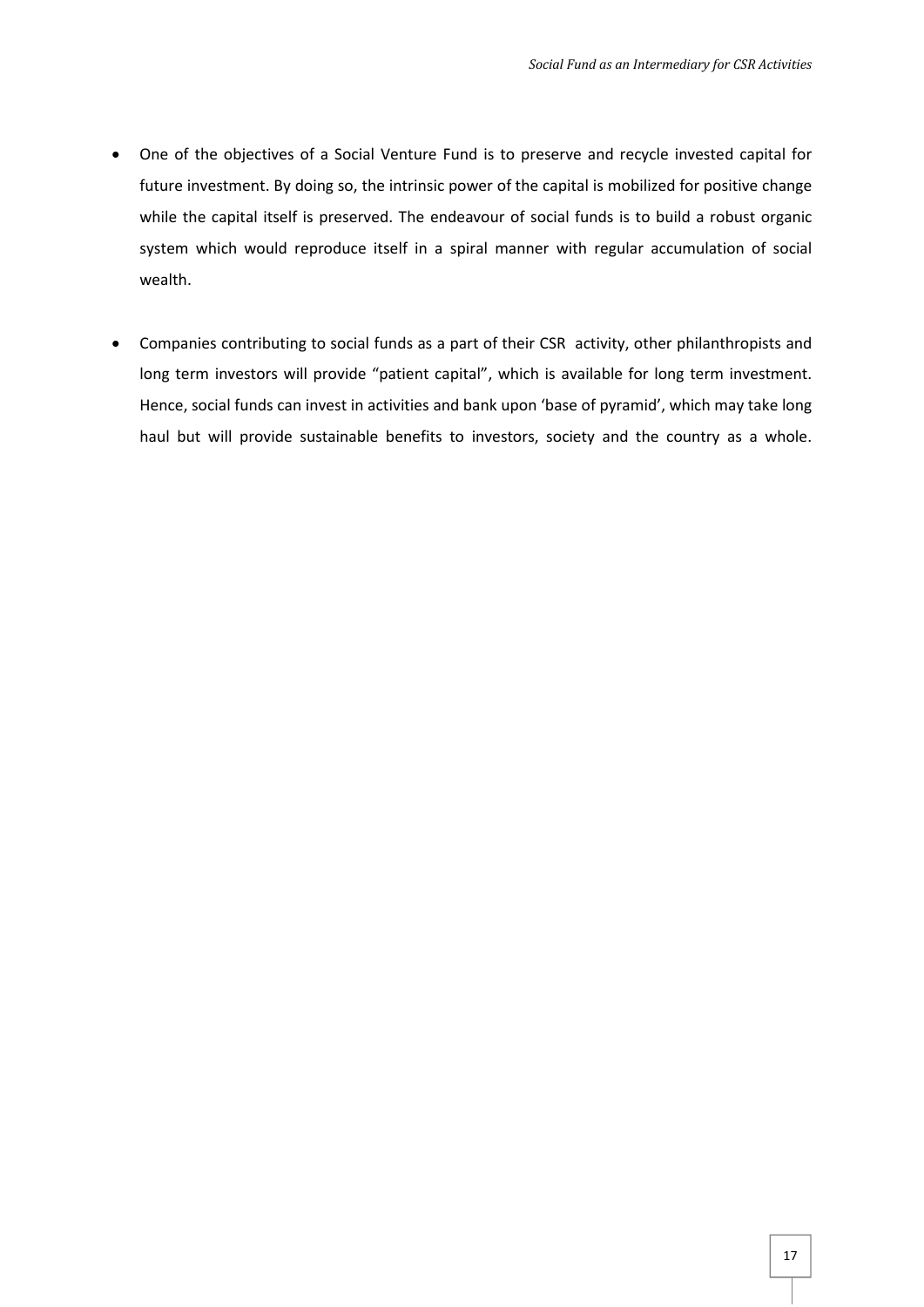- One of the objectives of a Social Venture Fund is to preserve and recycle invested capital for future investment. By doing so, the intrinsic power of the capital is mobilized for positive change while the capital itself is preserved. The endeavour of social funds is to build a robust organic system which would reproduce itself in a spiral manner with regular accumulation of social wealth.

- Companies contributing to social funds as a part of their CSR activity, other philanthropists and long term investors will provide "patient capital", which is available for long term investment. Hence, social funds can invest in activities and bank upon 'base of pyramid', which may take long haul but will provide sustainable benefits to investors, society and the country as a whole.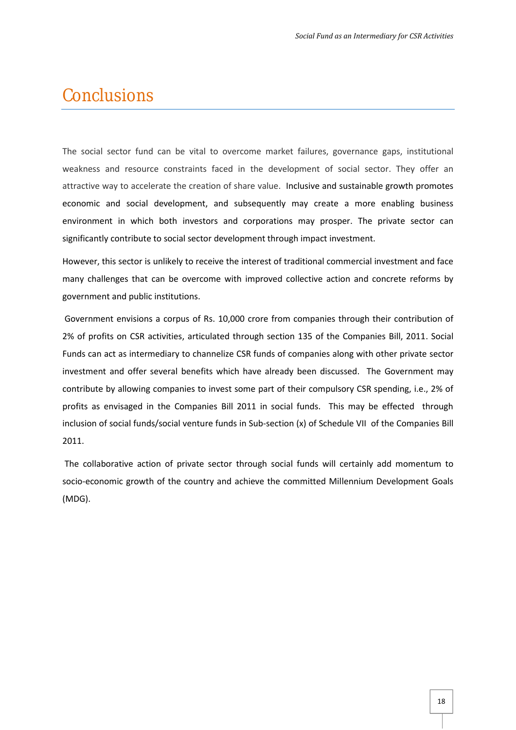# Conclusions

The social sector fund can be vital to overcome market failures, governance gaps, institutional weakness and resource constraints faced in the development of social sector. They offer an attractive way to accelerate the creation of share value. Inclusive and sustainable growth promotes economic and social development, and subsequently may create a more enabling business environment in which both investors and corporations may prosper. The private sector can significantly contribute to social sector development through impact investment.

However, this sector is unlikely to receive the interest of traditional commercial investment and face many challenges that can be overcome with improved collective action and concrete reforms by government and public institutions.

Government envisions a corpus of Rs. 10,000 crore from companies through their contribution of 2% of profits on CSR activities, articulated through section 135 of the Companies Bill, 2011. Social Funds can act as intermediary to channelize CSR funds of companies along with other private sector investment and offer several benefits which have already been discussed. The Government may contribute by allowing companies to invest some part of their compulsory CSR spending, i.e., 2% of profits as envisaged in the Companies Bill 2011 in social funds. This may be effected through inclusion of social funds/social venture funds in Sub-section (x) of Schedule VII of the Companies Bill 2011.

The collaborative action of private sector through social funds will certainly add momentum to socio-economic growth of the country and achieve the committed Millennium Development Goals (MDG).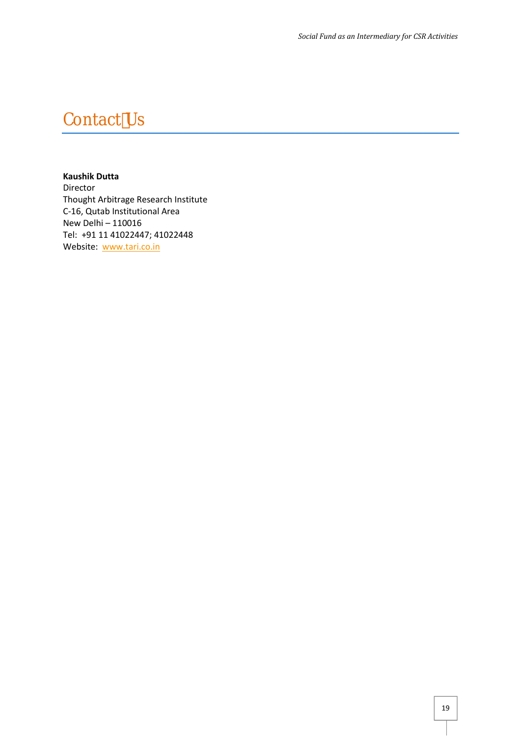# Contact Us

**Kaushik Dutta**
Director
Thought Arbitrage Research Institute
C-16, Qutab Institutional Area
New Delhi – 110016
Tel: +91 11 41022447; 41022448
Website: www.tari.co.in